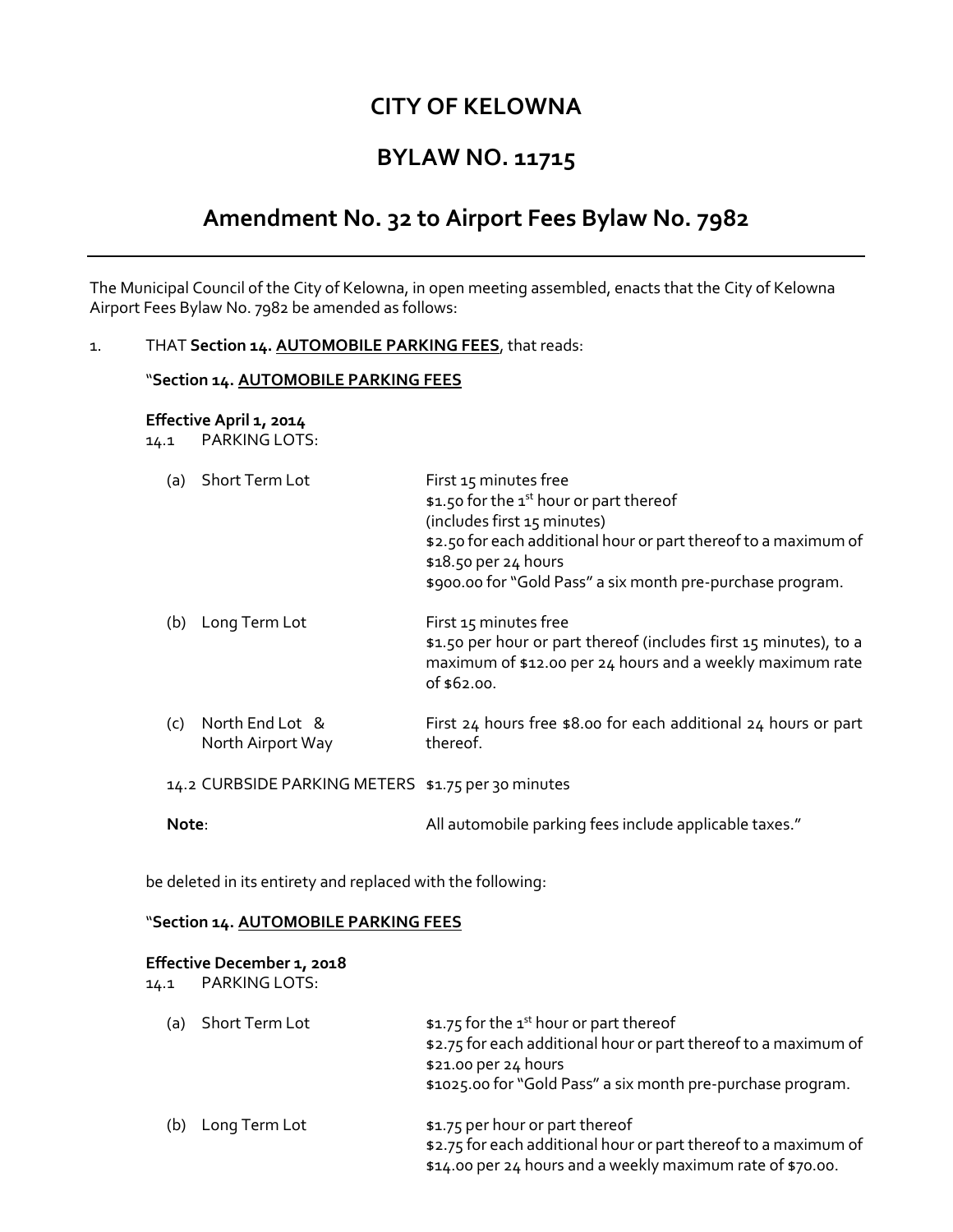# CITY OF KELOWNA

# BYLAW NO. 11715

## Amendment No. 32 to Airport Fees Bylaw No. 7982

The Municipal Council of the City of Kelowna, in open meeting assembled, enacts that the City of Kelowna Airport Fees Bylaw No. 7982 be amended as follows:

1. THAT **Section 14. AUTOMOBILE PARKING FEES**, that reads:

"**Section 14. AUTOMOBILE PARKING FEES**

**Effective April 1, 2014**

14.1 PARKING LOTS:

| | |
|---|---|
| (a) Short Term Lot | First 15 minutes free<br>\$1.50 for the 1st hour or part thereof<br>(includes first 15 minutes)<br>\$2.50 for each additional hour or part thereof to a maximum of \$18.50 per 24 hours<br>\$900.00 for "Gold Pass" a six month pre-purchase program. |
| (b) Long Term Lot | First 15 minutes free<br>\$1.50 per hour or part thereof (includes first 15 minutes), to a maximum of \$12.00 per 24 hours and a weekly maximum rate of \$62.00. |
| (c) North End Lot & North Airport Way | First 24 hours free \$8.00 for each additional 24 hours or part thereof. |
| 14.2 CURBSIDE PARKING METERS | \$1.75 per 30 minutes |
| **Note**: | All automobile parking fees include applicable taxes." |

be deleted in its entirety and replaced with the following:

"**Section 14. AUTOMOBILE PARKING FEES**

**Effective December 1, 2018**

14.1 PARKING LOTS:

| | |
|---|---|
| (a) Short Term Lot | \$1.75 for the 1st hour or part thereof<br>\$2.75 for each additional hour or part thereof to a maximum of \$21.00 per 24 hours<br>\$1025.00 for "Gold Pass" a six month pre-purchase program. |
| (b) Long Term Lot | \$1.75 per hour or part thereof<br>\$2.75 for each additional hour or part thereof to a maximum of \$14.00 per 24 hours and a weekly maximum rate of \$70.00. |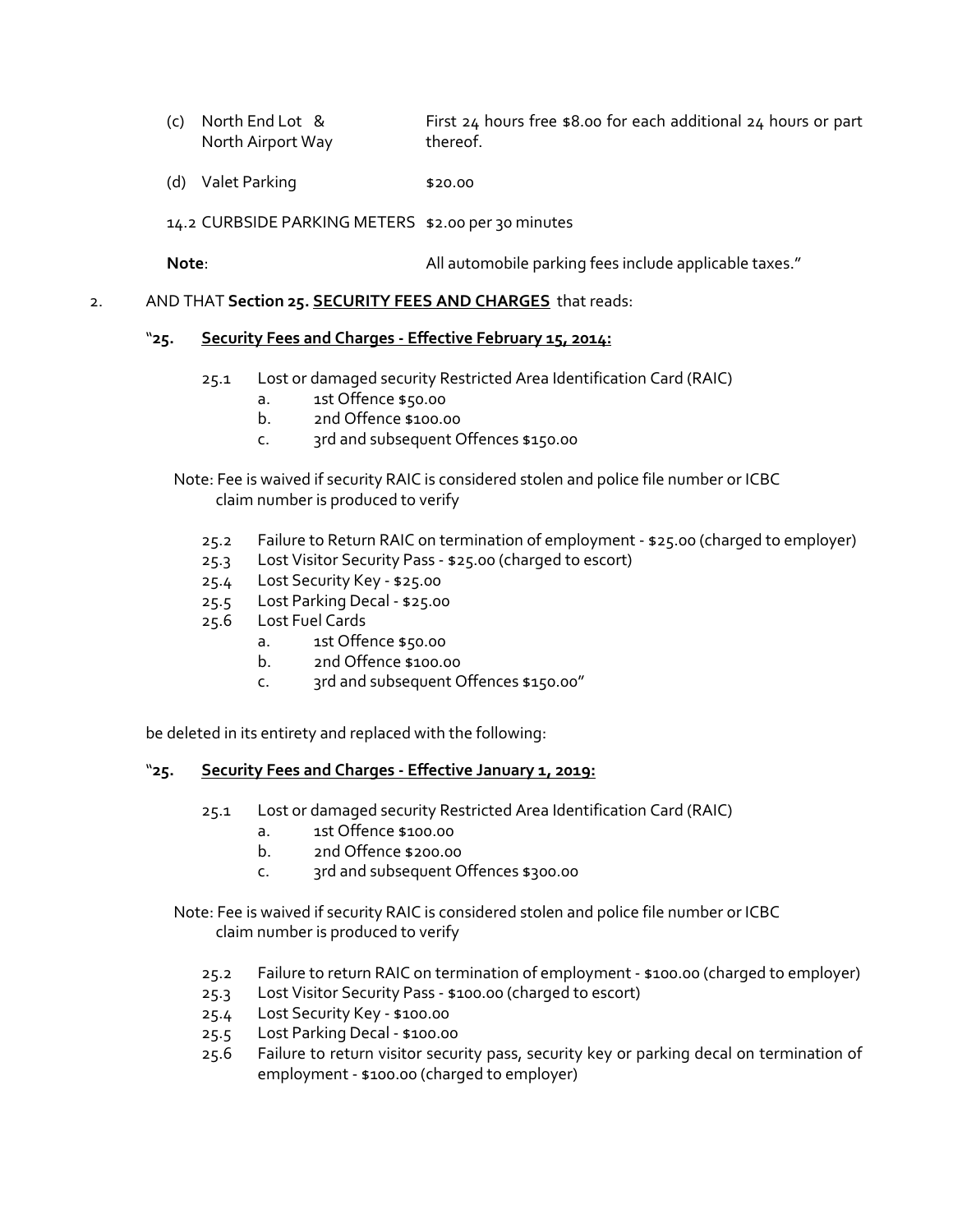(c) North End Lot & North Airport Way — First 24 hours free $8.00 for each additional 24 hours or part thereof.

(d) Valet Parking — $20.00

14.2 CURBSIDE PARKING METERS — $2.00 per 30 minutes

**Note**: All automobile parking fees include applicable taxes."

2. AND THAT **Section 25. <u>SECURITY FEES AND CHARGES</u>** that reads:

"**25. <u>Security Fees and Charges - Effective February 15, 2014:</u>**

25.1 Lost or damaged security Restricted Area Identification Card (RAIC)
  a. 1st Offence $50.00
  b. 2nd Offence $100.00
  c. 3rd and subsequent Offences $150.00

Note: Fee is waived if security RAIC is considered stolen and police file number or ICBC claim number is produced to verify

25.2 Failure to Return RAIC on termination of employment - $25.00 (charged to employer)
25.3 Lost Visitor Security Pass - $25.00 (charged to escort)
25.4 Lost Security Key - $25.00
25.5 Lost Parking Decal - $25.00
25.6 Lost Fuel Cards
  a. 1st Offence $50.00
  b. 2nd Offence $100.00
  c. 3rd and subsequent Offences $150.00"

be deleted in its entirety and replaced with the following:

"**25. <u>Security Fees and Charges - Effective January 1, 2019:</u>**

25.1 Lost or damaged security Restricted Area Identification Card (RAIC)
  a. 1st Offence $100.00
  b. 2nd Offence $200.00
  c. 3rd and subsequent Offences $300.00

Note: Fee is waived if security RAIC is considered stolen and police file number or ICBC claim number is produced to verify

25.2 Failure to return RAIC on termination of employment - $100.00 (charged to employer)
25.3 Lost Visitor Security Pass - $100.00 (charged to escort)
25.4 Lost Security Key - $100.00
25.5 Lost Parking Decal - $100.00
25.6 Failure to return visitor security pass, security key or parking decal on termination of employment - $100.00 (charged to employer)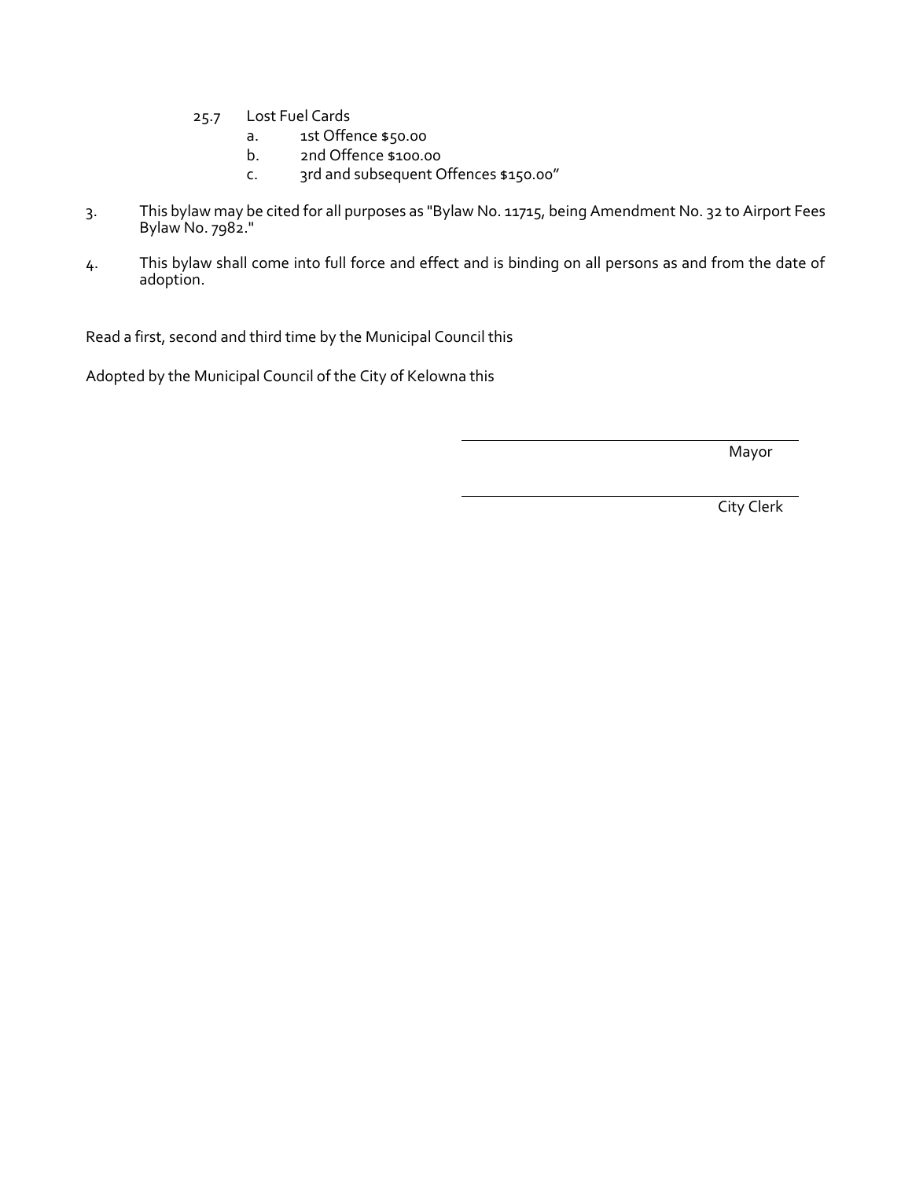25.7 Lost Fuel Cards

a. 1st Offence $50.00

b. 2nd Offence $100.00

c. 3rd and subsequent Offences $150.00"

3. This bylaw may be cited for all purposes as "Bylaw No. 11715, being Amendment No. 32 to Airport Fees Bylaw No. 7982."

4. This bylaw shall come into full force and effect and is binding on all persons as and from the date of adoption.

Read a first, second and third time by the Municipal Council this

Adopted by the Municipal Council of the City of Kelowna this

Mayor

City Clerk